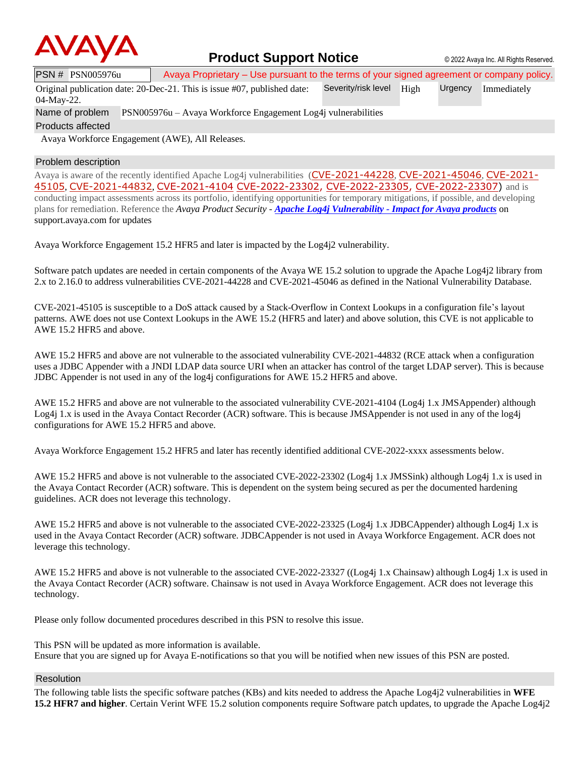# AVAYA Product Support Notice

© 2022 Avaya Inc. All Rights Reserved.

| PSN # PSN005976u | Avaya Proprietary – Use pursuant to the terms of your signed agreement or company policy. | | | |
|---|---|---|---|---|
| Original publication date: 20-Dec-21. This is issue #07, published date: 04-May-22. | Severity/risk level | High | Urgency | Immediately |
| Name of problem | PSN005976u – Avaya Workforce Engagement Log4j vulnerabilities | | | |
| Products affected | | | | |
| Avaya Workforce Engagement (AWE), All Releases. | | | | |

## Problem description

Avaya is aware of the recently identified Apache Log4j vulnerabilities (CVE-2021-44228, CVE-2021-45046, CVE-2021-45105, CVE-2021-44832, CVE-2021-4104 CVE-2022-23302, CVE-2022-23305, CVE-2022-23307) and is conducting impact assessments across its portfolio, identifying opportunities for temporary mitigations, if possible, and developing plans for remediation. Reference the *Avaya Product Security* - ***Apache Log4j Vulnerability - Impact for Avaya products*** on support.avaya.com for updates

Avaya Workforce Engagement 15.2 HFR5 and later is impacted by the Log4j2 vulnerability.

Software patch updates are needed in certain components of the Avaya WE 15.2 solution to upgrade the Apache Log4j2 library from 2.x to 2.16.0 to address vulnerabilities CVE-2021-44228 and CVE-2021-45046 as defined in the National Vulnerability Database.

CVE-2021-45105 is susceptible to a DoS attack caused by a Stack-Overflow in Context Lookups in a configuration file's layout patterns. AWE does not use Context Lookups in the AWE 15.2 (HFR5 and later) and above solution, this CVE is not applicable to AWE 15.2 HFR5 and above.

AWE 15.2 HFR5 and above are not vulnerable to the associated vulnerability CVE-2021-44832 (RCE attack when a configuration uses a JDBC Appender with a JNDI LDAP data source URI when an attacker has control of the target LDAP server). This is because JDBC Appender is not used in any of the log4j configurations for AWE 15.2 HFR5 and above.

AWE 15.2 HFR5 and above are not vulnerable to the associated vulnerability CVE-2021-4104 (Log4j 1.x JMSAppender) although Log4j 1.x is used in the Avaya Contact Recorder (ACR) software. This is because JMSAppender is not used in any of the log4j configurations for AWE 15.2 HFR5 and above.

Avaya Workforce Engagement 15.2 HFR5 and later has recently identified additional CVE-2022-xxxx assessments below.

AWE 15.2 HFR5 and above is not vulnerable to the associated CVE-2022-23302 (Log4j 1.x JMSSink) although Log4j 1.x is used in the Avaya Contact Recorder (ACR) software. This is dependent on the system being secured as per the documented hardening guidelines. ACR does not leverage this technology.

AWE 15.2 HFR5 and above is not vulnerable to the associated CVE-2022-23325 (Log4j 1.x JDBCAppender) although Log4j 1.x is used in the Avaya Contact Recorder (ACR) software. JDBCAppender is not used in Avaya Workforce Engagement. ACR does not leverage this technology.

AWE 15.2 HFR5 and above is not vulnerable to the associated CVE-2022-23327 ((Log4j 1.x Chainsaw) although Log4j 1.x is used in the Avaya Contact Recorder (ACR) software. Chainsaw is not used in Avaya Workforce Engagement. ACR does not leverage this technology.

Please only follow documented procedures described in this PSN to resolve this issue.

This PSN will be updated as more information is available.
Ensure that you are signed up for Avaya E-notifications so that you will be notified when new issues of this PSN are posted.

## Resolution

The following table lists the specific software patches (KBs) and kits needed to address the Apache Log4j2 vulnerabilities in **WFE 15.2 HFR7 and higher**. Certain Verint WFE 15.2 solution components require Software patch updates, to upgrade the Apache Log4j2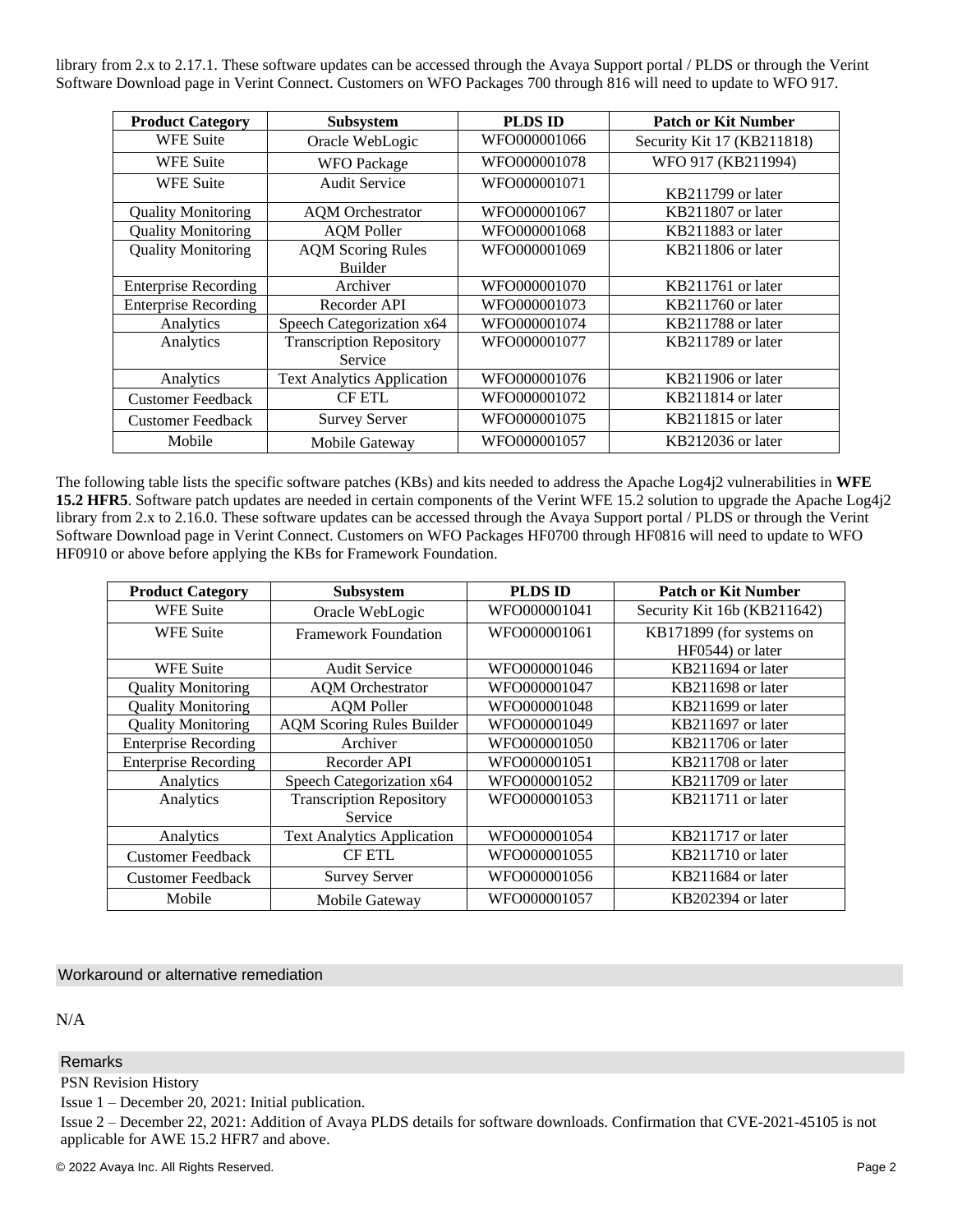library from 2.x to 2.17.1. These software updates can be accessed through the Avaya Support portal / PLDS or through the Verint Software Download page in Verint Connect. Customers on WFO Packages 700 through 816 will need to update to WFO 917.

| Product Category | Subsystem | PLDS ID | Patch or Kit Number |
|---|---|---|---|
| WFE Suite | Oracle WebLogic | WFO000001066 | Security Kit 17 (KB211818) |
| WFE Suite | WFO Package | WFO000001078 | WFO 917 (KB211994) |
| WFE Suite | Audit Service | WFO000001071 | KB211799 or later |
| Quality Monitoring | AQM Orchestrator | WFO000001067 | KB211807 or later |
| Quality Monitoring | AQM Poller | WFO000001068 | KB211883 or later |
| Quality Monitoring | AQM Scoring Rules Builder | WFO000001069 | KB211806 or later |
| Enterprise Recording | Archiver | WFO000001070 | KB211761 or later |
| Enterprise Recording | Recorder API | WFO000001073 | KB211760 or later |
| Analytics | Speech Categorization x64 | WFO000001074 | KB211788 or later |
| Analytics | Transcription Repository Service | WFO000001077 | KB211789 or later |
| Analytics | Text Analytics Application | WFO000001076 | KB211906 or later |
| Customer Feedback | CF ETL | WFO000001072 | KB211814 or later |
| Customer Feedback | Survey Server | WFO000001075 | KB211815 or later |
| Mobile | Mobile Gateway | WFO000001057 | KB212036 or later |

The following table lists the specific software patches (KBs) and kits needed to address the Apache Log4j2 vulnerabilities in **WFE 15.2 HFR5**. Software patch updates are needed in certain components of the Verint WFE 15.2 solution to upgrade the Apache Log4j2 library from 2.x to 2.16.0. These software updates can be accessed through the Avaya Support portal / PLDS or through the Verint Software Download page in Verint Connect. Customers on WFO Packages HF0700 through HF0816 will need to update to WFO HF0910 or above before applying the KBs for Framework Foundation.

| Product Category | Subsystem | PLDS ID | Patch or Kit Number |
|---|---|---|---|
| WFE Suite | Oracle WebLogic | WFO000001041 | Security Kit 16b (KB211642) |
| WFE Suite | Framework Foundation | WFO000001061 | KB171899 (for systems on HF0544) or later |
| WFE Suite | Audit Service | WFO000001046 | KB211694 or later |
| Quality Monitoring | AQM Orchestrator | WFO000001047 | KB211698 or later |
| Quality Monitoring | AQM Poller | WFO000001048 | KB211699 or later |
| Quality Monitoring | AQM Scoring Rules Builder | WFO000001049 | KB211697 or later |
| Enterprise Recording | Archiver | WFO000001050 | KB211706 or later |
| Enterprise Recording | Recorder API | WFO000001051 | KB211708 or later |
| Analytics | Speech Categorization x64 | WFO000001052 | KB211709 or later |
| Analytics | Transcription Repository Service | WFO000001053 | KB211711 or later |
| Analytics | Text Analytics Application | WFO000001054 | KB211717 or later |
| Customer Feedback | CF ETL | WFO000001055 | KB211710 or later |
| Customer Feedback | Survey Server | WFO000001056 | KB211684 or later |
| Mobile | Mobile Gateway | WFO000001057 | KB202394 or later |

## Workaround or alternative remediation

N/A

## Remarks

PSN Revision History

Issue 1 – December 20, 2021: Initial publication.

Issue 2 – December 22, 2021: Addition of Avaya PLDS details for software downloads. Confirmation that CVE-2021-45105 is not applicable for AWE 15.2 HFR7 and above.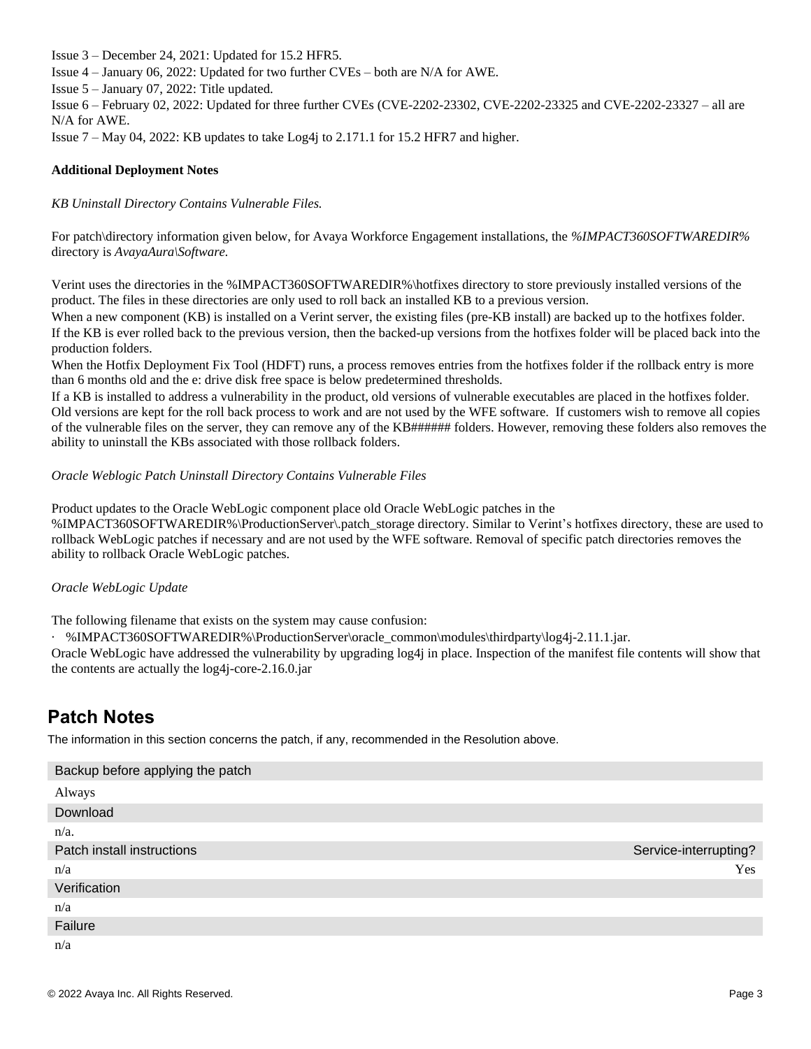Issue 3 – December 24, 2021: Updated for 15.2 HFR5.
Issue 4 – January 06, 2022: Updated for two further CVEs – both are N/A for AWE.
Issue 5 – January 07, 2022: Title updated.
Issue 6 – February 02, 2022: Updated for three further CVEs (CVE-2202-23302, CVE-2202-23325 and CVE-2202-23327 – all are N/A for AWE.
Issue 7 – May 04, 2022: KB updates to take Log4j to 2.171.1 for 15.2 HFR7 and higher.

**Additional Deployment Notes**

*KB Uninstall Directory Contains Vulnerable Files.*

For patch\directory information given below, for Avaya Workforce Engagement installations, the *%IMPACT360SOFTWAREDIR%* directory is *AvayaAura\Software.*

Verint uses the directories in the %IMPACT360SOFTWAREDIR%\hotfixes directory to store previously installed versions of the product. The files in these directories are only used to roll back an installed KB to a previous version.
When a new component (KB) is installed on a Verint server, the existing files (pre-KB install) are backed up to the hotfixes folder. If the KB is ever rolled back to the previous version, then the backed-up versions from the hotfixes folder will be placed back into the production folders.
When the Hotfix Deployment Fix Tool (HDFT) runs, a process removes entries from the hotfixes folder if the rollback entry is more than 6 months old and the e: drive disk free space is below predetermined thresholds.
If a KB is installed to address a vulnerability in the product, old versions of vulnerable executables are placed in the hotfixes folder. Old versions are kept for the roll back process to work and are not used by the WFE software. If customers wish to remove all copies of the vulnerable files on the server, they can remove any of the KB###### folders. However, removing these folders also removes the ability to uninstall the KBs associated with those rollback folders.

*Oracle Weblogic Patch Uninstall Directory Contains Vulnerable Files*

Product updates to the Oracle WebLogic component place old Oracle WebLogic patches in the %IMPACT360SOFTWAREDIR%\ProductionServer\.patch_storage directory. Similar to Verint's hotfixes directory, these are used to rollback WebLogic patches if necessary and are not used by the WFE software. Removal of specific patch directories removes the ability to rollback Oracle WebLogic patches.

*Oracle WebLogic Update*

The following filename that exists on the system may cause confusion:

- %IMPACT360SOFTWAREDIR%\ProductionServer\oracle_common\modules\thirdparty\log4j-2.11.1.jar.

Oracle WebLogic have addressed the vulnerability by upgrading log4j in place. Inspection of the manifest file contents will show that the contents are actually the log4j-core-2.16.0.jar

## Patch Notes

The information in this section concerns the patch, if any, recommended in the Resolution above.

| Backup before applying the patch | |
|---|---|
| Always | |
| Download | |
| n/a. | |
| Patch install instructions | Service-interrupting? |
| n/a | Yes |
| Verification | |
| n/a | |
| Failure | |
| n/a | |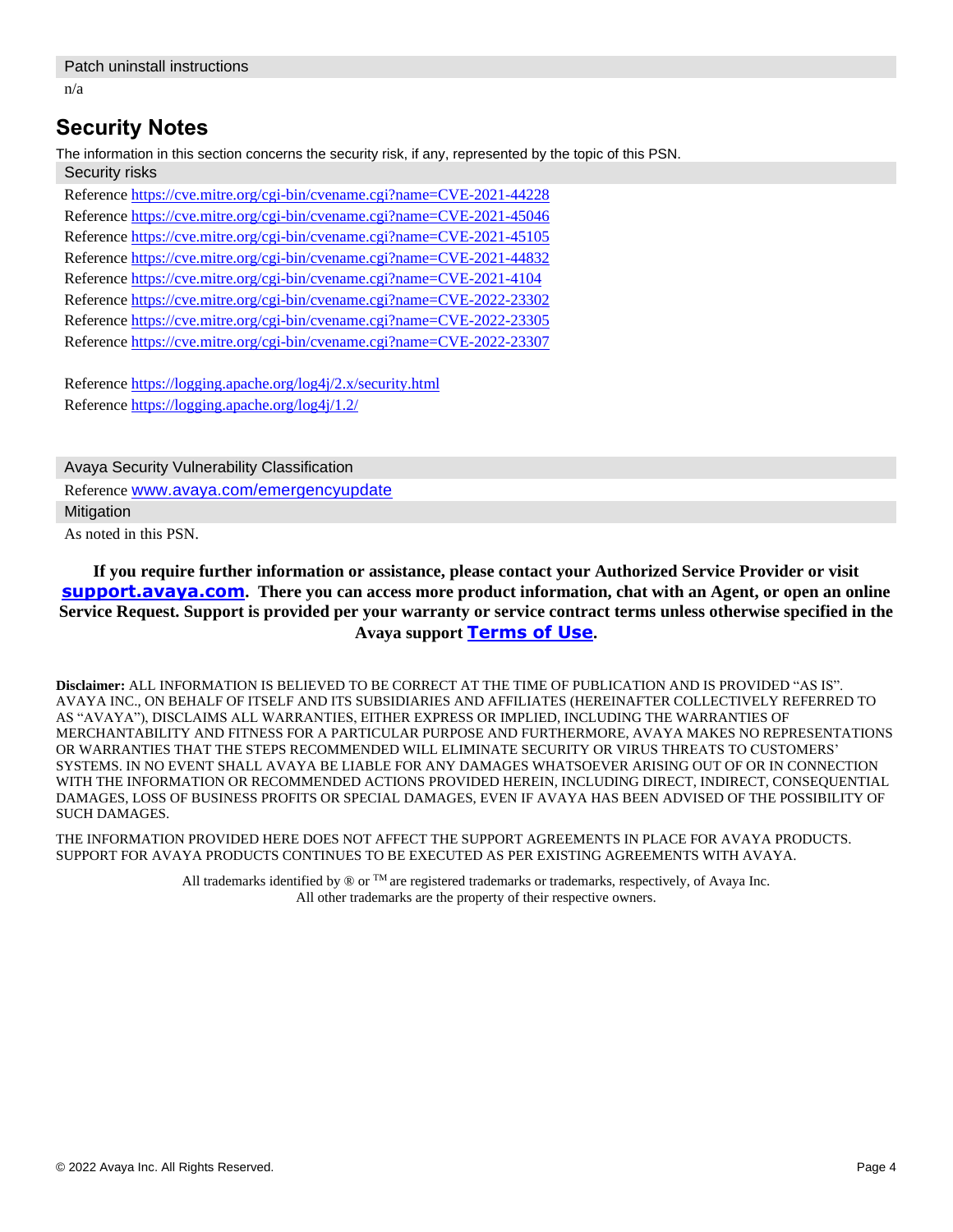### Patch uninstall instructions

n/a

## Security Notes

The information in this section concerns the security risk, if any, represented by the topic of this PSN.

### Security risks

Reference https://cve.mitre.org/cgi-bin/cvename.cgi?name=CVE-2021-44228
Reference https://cve.mitre.org/cgi-bin/cvename.cgi?name=CVE-2021-45046
Reference https://cve.mitre.org/cgi-bin/cvename.cgi?name=CVE-2021-45105
Reference https://cve.mitre.org/cgi-bin/cvename.cgi?name=CVE-2021-44832
Reference https://cve.mitre.org/cgi-bin/cvename.cgi?name=CVE-2021-4104
Reference https://cve.mitre.org/cgi-bin/cvename.cgi?name=CVE-2022-23302
Reference https://cve.mitre.org/cgi-bin/cvename.cgi?name=CVE-2022-23305
Reference https://cve.mitre.org/cgi-bin/cvename.cgi?name=CVE-2022-23307

Reference https://logging.apache.org/log4j/2.x/security.html
Reference https://logging.apache.org/log4j/1.2/

### Avaya Security Vulnerability Classification

Reference www.avaya.com/emergencyupdate

### Mitigation

As noted in this PSN.

**If you require further information or assistance, please contact your Authorized Service Provider or visit support.avaya.com. There you can access more product information, chat with an Agent, or open an online Service Request. Support is provided per your warranty or service contract terms unless otherwise specified in the Avaya support Terms of Use.**

**Disclaimer:** ALL INFORMATION IS BELIEVED TO BE CORRECT AT THE TIME OF PUBLICATION AND IS PROVIDED "AS IS". AVAYA INC., ON BEHALF OF ITSELF AND ITS SUBSIDIARIES AND AFFILIATES (HEREINAFTER COLLECTIVELY REFERRED TO AS "AVAYA"), DISCLAIMS ALL WARRANTIES, EITHER EXPRESS OR IMPLIED, INCLUDING THE WARRANTIES OF MERCHANTABILITY AND FITNESS FOR A PARTICULAR PURPOSE AND FURTHERMORE, AVAYA MAKES NO REPRESENTATIONS OR WARRANTIES THAT THE STEPS RECOMMENDED WILL ELIMINATE SECURITY OR VIRUS THREATS TO CUSTOMERS' SYSTEMS. IN NO EVENT SHALL AVAYA BE LIABLE FOR ANY DAMAGES WHATSOEVER ARISING OUT OF OR IN CONNECTION WITH THE INFORMATION OR RECOMMENDED ACTIONS PROVIDED HEREIN, INCLUDING DIRECT, INDIRECT, CONSEQUENTIAL DAMAGES, LOSS OF BUSINESS PROFITS OR SPECIAL DAMAGES, EVEN IF AVAYA HAS BEEN ADVISED OF THE POSSIBILITY OF SUCH DAMAGES.

THE INFORMATION PROVIDED HERE DOES NOT AFFECT THE SUPPORT AGREEMENTS IN PLACE FOR AVAYA PRODUCTS. SUPPORT FOR AVAYA PRODUCTS CONTINUES TO BE EXECUTED AS PER EXISTING AGREEMENTS WITH AVAYA.

All trademarks identified by ® or ™ are registered trademarks or trademarks, respectively, of Avaya Inc.
All other trademarks are the property of their respective owners.

© 2022 Avaya Inc. All Rights Reserved.